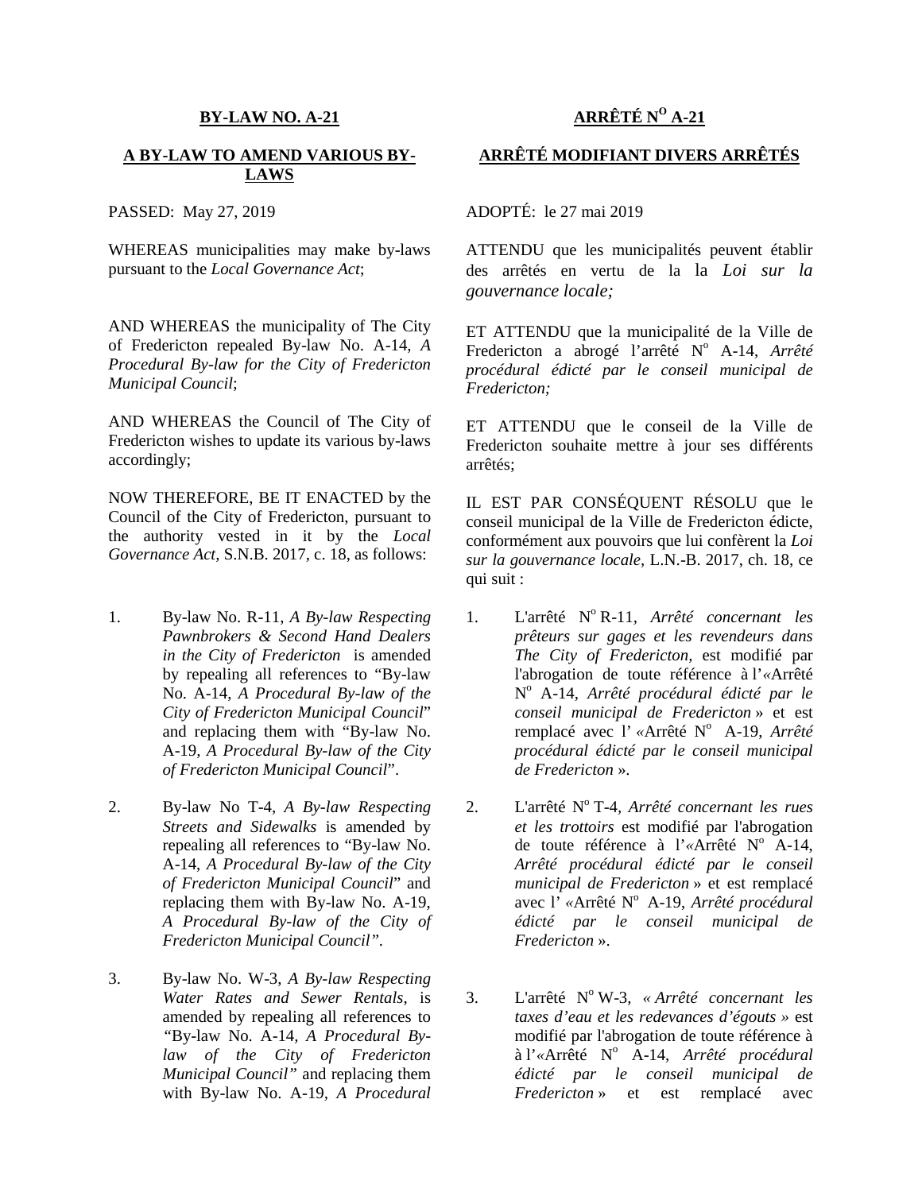## BY-LAW NO. A-21

### A BY-LAW TO AMEND VARIOUS BY-LAWS

PASSED: May 27, 2019

WHEREAS municipalities may make by-laws pursuant to the *Local Governance Act*;

AND WHEREAS the municipality of The City of Fredericton repealed By-law No. A-14, *A Procedural By-law for the City of Fredericton Municipal Council*;

AND WHEREAS the Council of The City of Fredericton wishes to update its various by-laws accordingly;

NOW THEREFORE, BE IT ENACTED by the Council of the City of Fredericton, pursuant to the authority vested in it by the *Local Governance Act*, S.N.B. 2017, c. 18, as follows:

1. By-law No. R-11, *A By-law Respecting Pawnbrokers & Second Hand Dealers in the City of Fredericton* is amended by repealing all references to "By-law No. A-14, *A Procedural By-law of the City of Fredericton Municipal Council*" and replacing them with "By-law No. A-19, *A Procedural By-law of the City of Fredericton Municipal Council*".

2. By-law No T-4, *A By-law Respecting Streets and Sidewalks* is amended by repealing all references to "By-law No. A-14, *A Procedural By-law of the City of Fredericton Municipal Council*" and replacing them with By-law No. A-19, *A Procedural By-law of the City of Fredericton Municipal Council"*.

3. By-law No. W-3, *A By-law Respecting Water Rates and Sewer Rentals*, is amended by repealing all references to "By-law No. A-14, *A Procedural By-law of the City of Fredericton Municipal Council"* and replacing them with By-law No. A-19, *A Procedural*

## ARRÊTÉ N[O] A-21

### ARRÊTÉ MODIFIANT DIVERS ARRÊTÉS

ADOPTÉ: le 27 mai 2019

ATTENDU que les municipalités peuvent établir des arrêtés en vertu de la la *Loi sur la gouvernance locale;*

ET ATTENDU que la municipalité de la Ville de Fredericton a abrogé l'arrêté N[o] A-14, *Arrêté procédural édicté par le conseil municipal de Fredericton;*

ET ATTENDU que le conseil de la Ville de Fredericton souhaite mettre à jour ses différents arrêtés;

IL EST PAR CONSÉQUENT RÉSOLU que le conseil municipal de la Ville de Fredericton édicte, conformément aux pouvoirs que lui confèrent la *Loi sur la gouvernance locale*, L.N.-B. 2017, ch. 18, ce qui suit :

1. L'arrêté N[o] R-11, *Arrêté concernant les prêteurs sur gages et les revendeurs dans The City of Fredericton*, est modifié par l'abrogation de toute référence à l'«Arrêté N[o] A-14, *Arrêté procédural édicté par le conseil municipal de Fredericton* » et est remplacé avec l' «Arrêté N[o] A-19, *Arrêté procédural édicté par le conseil municipal de Fredericton* ».

2. L'arrêté N[o] T-4, *Arrêté concernant les rues et les trottoirs* est modifié par l'abrogation de toute référence à l'«Arrêté N[o] A-14, *Arrêté procédural édicté par le conseil municipal de Fredericton* » et est remplacé avec l' «Arrêté N[o] A-19, *Arrêté procédural édicté par le conseil municipal de Fredericton* ».

3. L'arrêté N[o] W-3, *« Arrêté concernant les taxes d'eau et les redevances d'égouts »* est modifié par l'abrogation de toute référence à à l'«Arrêté N[o] A-14, *Arrêté procédural édicté par le conseil municipal de Fredericton* » et est remplacé avec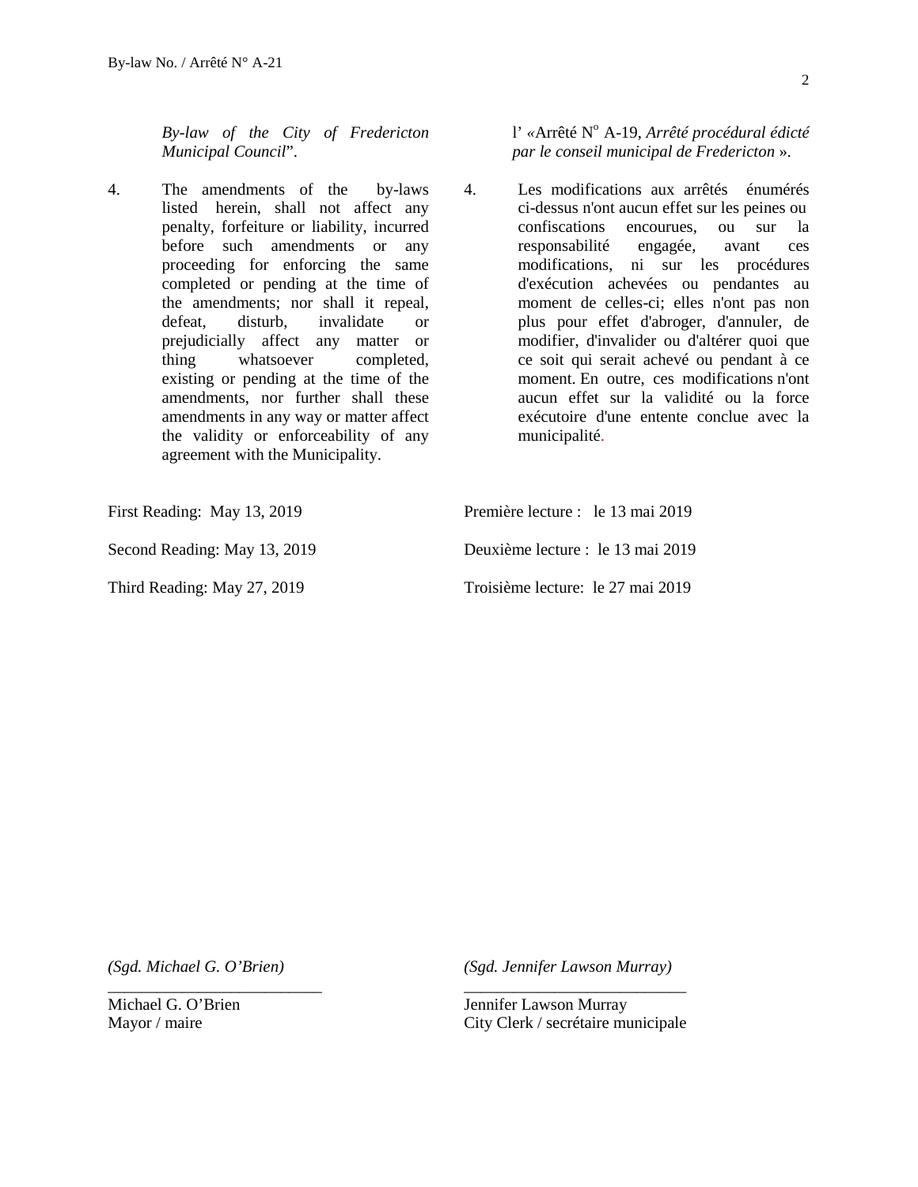*By-law of the City of Fredericton Municipal Council*".

l' «Arrêté N° A-19, *Arrêté procédural édicté par le conseil municipal de Fredericton* ».

4. The amendments of the by-laws listed herein, shall not affect any penalty, forfeiture or liability, incurred before such amendments or any proceeding for enforcing the same completed or pending at the time of the amendments; nor shall it repeal, defeat, disturb, invalidate or prejudicially affect any matter or thing whatsoever completed, existing or pending at the time of the amendments, nor further shall these amendments in any way or matter affect the validity or enforceability of any agreement with the Municipality.

4. Les modifications aux arrêtés énumérés ci-dessus n'ont aucun effet sur les peines ou confiscations encourues, ou sur la responsabilité engagée, avant ces modifications, ni sur les procédures d'exécution achevées ou pendantes au moment de celles-ci; elles n'ont pas non plus pour effet d'abroger, d'annuler, de modifier, d'invalider ou d'altérer quoi que ce soit qui serait achevé ou pendant à ce moment. En outre, ces modifications n'ont aucun effet sur la validité ou la force exécutoire d'une entente conclue avec la municipalité.

First Reading: May 13, 2019

Second Reading: May 13, 2019

Third Reading: May 27, 2019

Première lecture : le 13 mai 2019

Deuxième lecture : le 13 mai 2019

Troisième lecture: le 27 mai 2019

*(Sgd. Michael G. O'Brien)*
\_\_\_\_\_\_\_\_\_\_\_\_\_\_\_\_\_\_\_\_\_\_\_\_\_\_
Michael G. O'Brien
Mayor / maire

*(Sgd. Jennifer Lawson Murray)*
\_\_\_\_\_\_\_\_\_\_\_\_\_\_\_\_\_\_\_\_\_\_\_\_\_\_
Jennifer Lawson Murray
City Clerk / secrétaire municipale